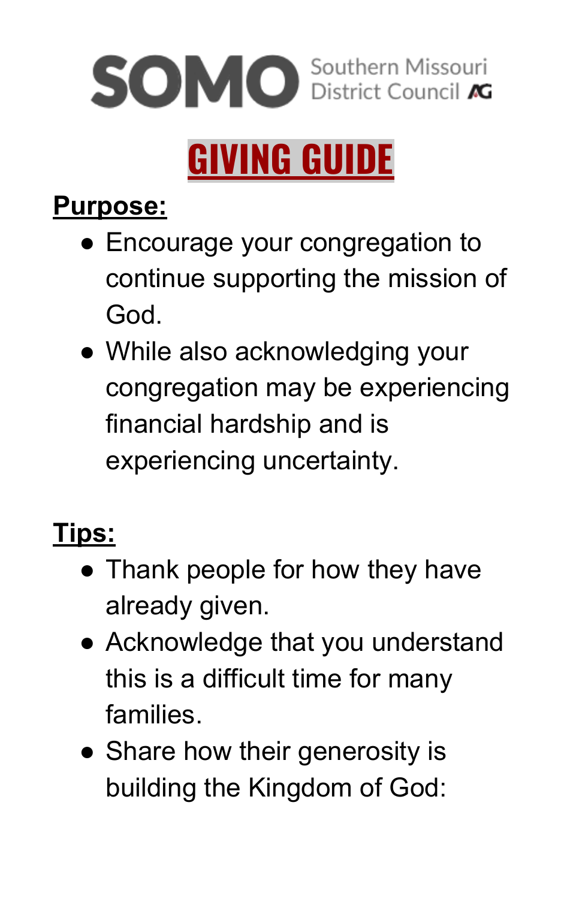SOMO Southern Missouri District Council AG

# GIVING GUIDE

**Purpose:**

- Encourage your congregation to continue supporting the mission of God.
- While also acknowledging your congregation may be experiencing financial hardship and is experiencing uncertainty.

**Tips:**

- Thank people for how they have already given.
- Acknowledge that you understand this is a difficult time for many families.
- Share how their generosity is building the Kingdom of God: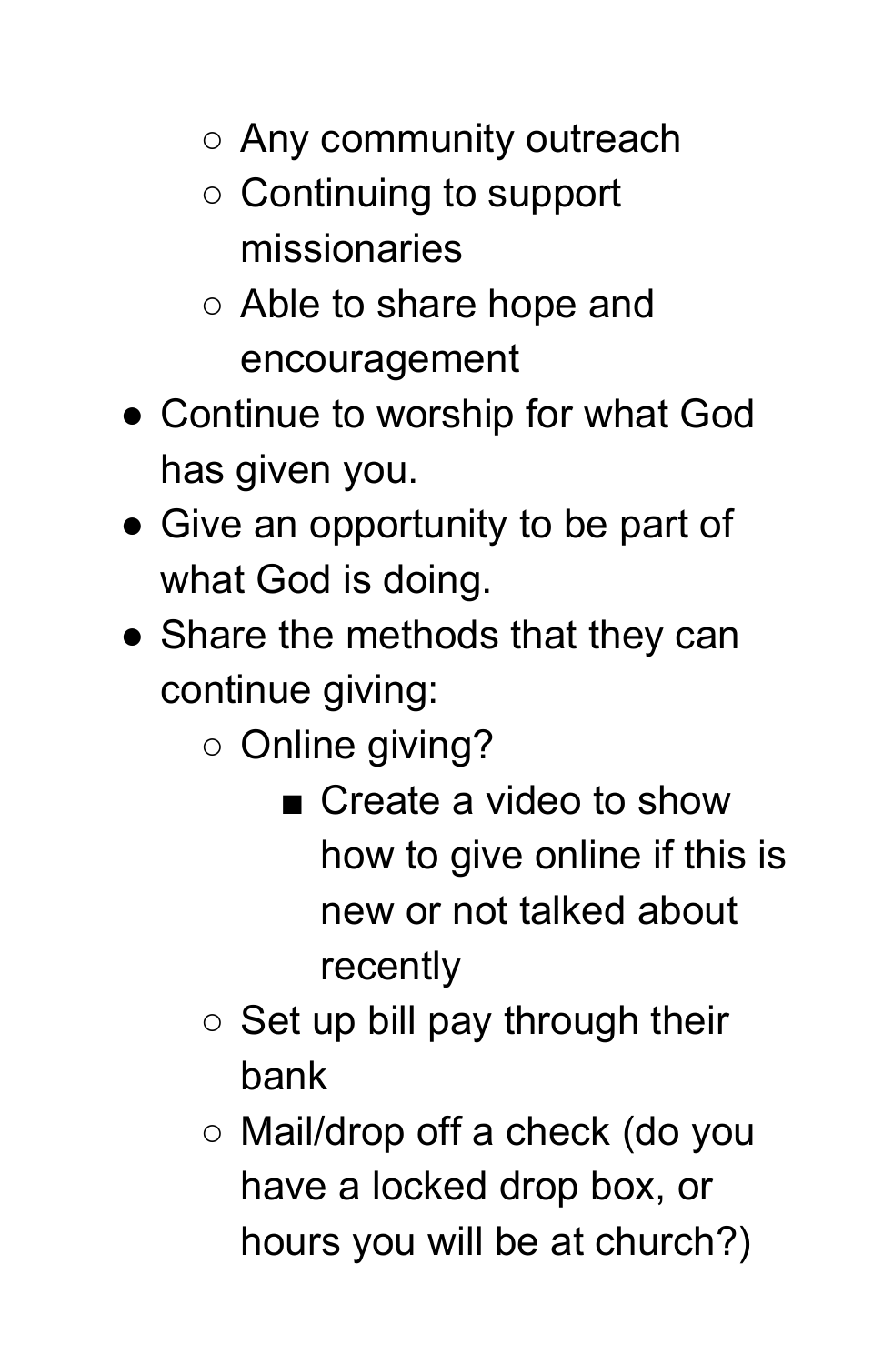- Any community outreach
    - Continuing to support missionaries
    - Able to share hope and encouragement
- Continue to worship for what God has given you.
- Give an opportunity to be part of what God is doing.
- Share the methods that they can continue giving:
    - Online giving?
        - Create a video to show how to give online if this is new or not talked about recently
    - Set up bill pay through their bank
    - Mail/drop off a check (do you have a locked drop box, or hours you will be at church?)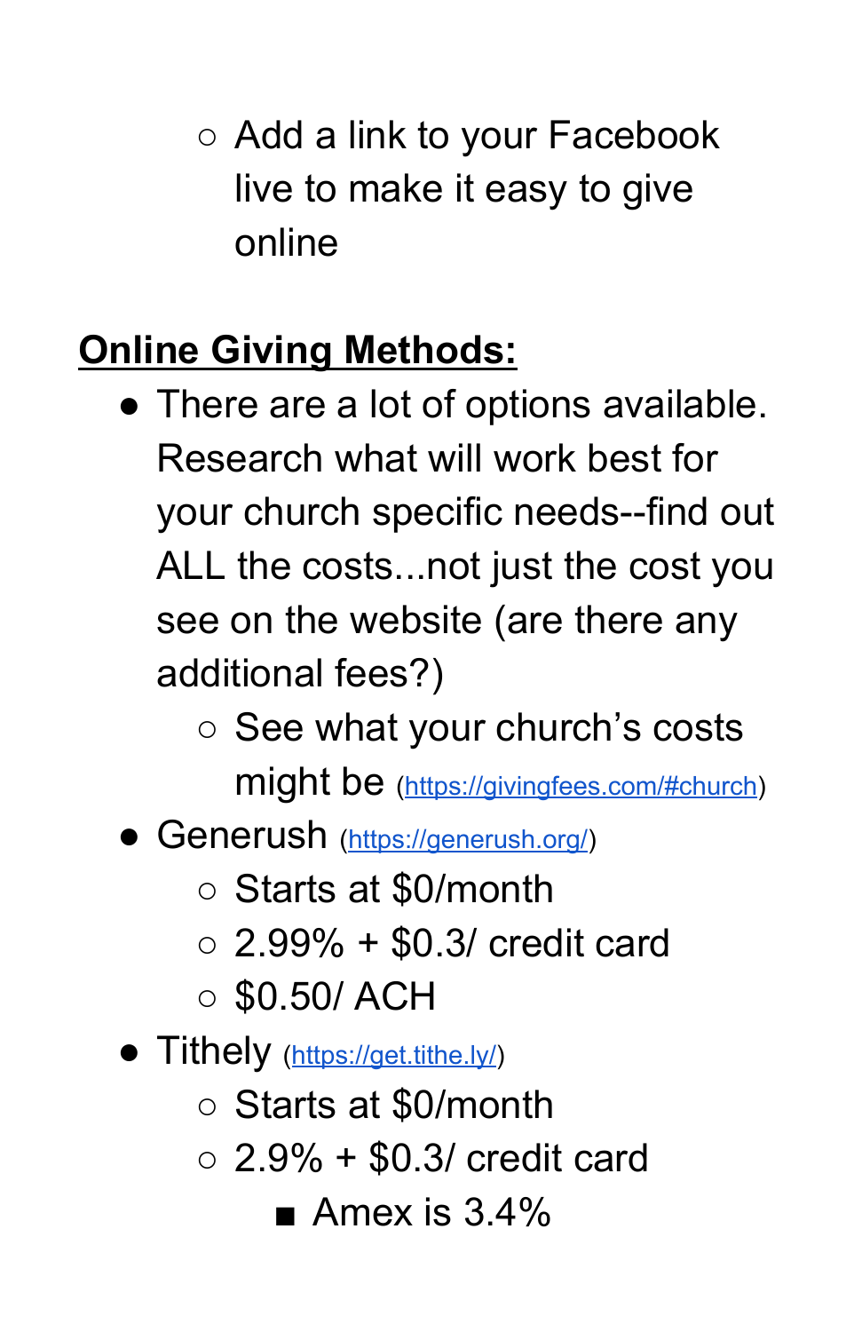- Add a link to your Facebook live to make it easy to give online

**Online Giving Methods:**

- There are a lot of options available. Research what will work best for your church specific needs--find out ALL the costs...not just the cost you see on the website (are there any additional fees?)
    - See what your church's costs might be (https://givingfees.com/#church)
- Generush (https://generush.org/)
    - Starts at $0/month
    - 2.99% + $0.3/ credit card
    - $0.50/ ACH
- Tithely (https://get.tithe.ly/)
    - Starts at $0/month
    - 2.9% + $0.3/ credit card
        - Amex is 3.4%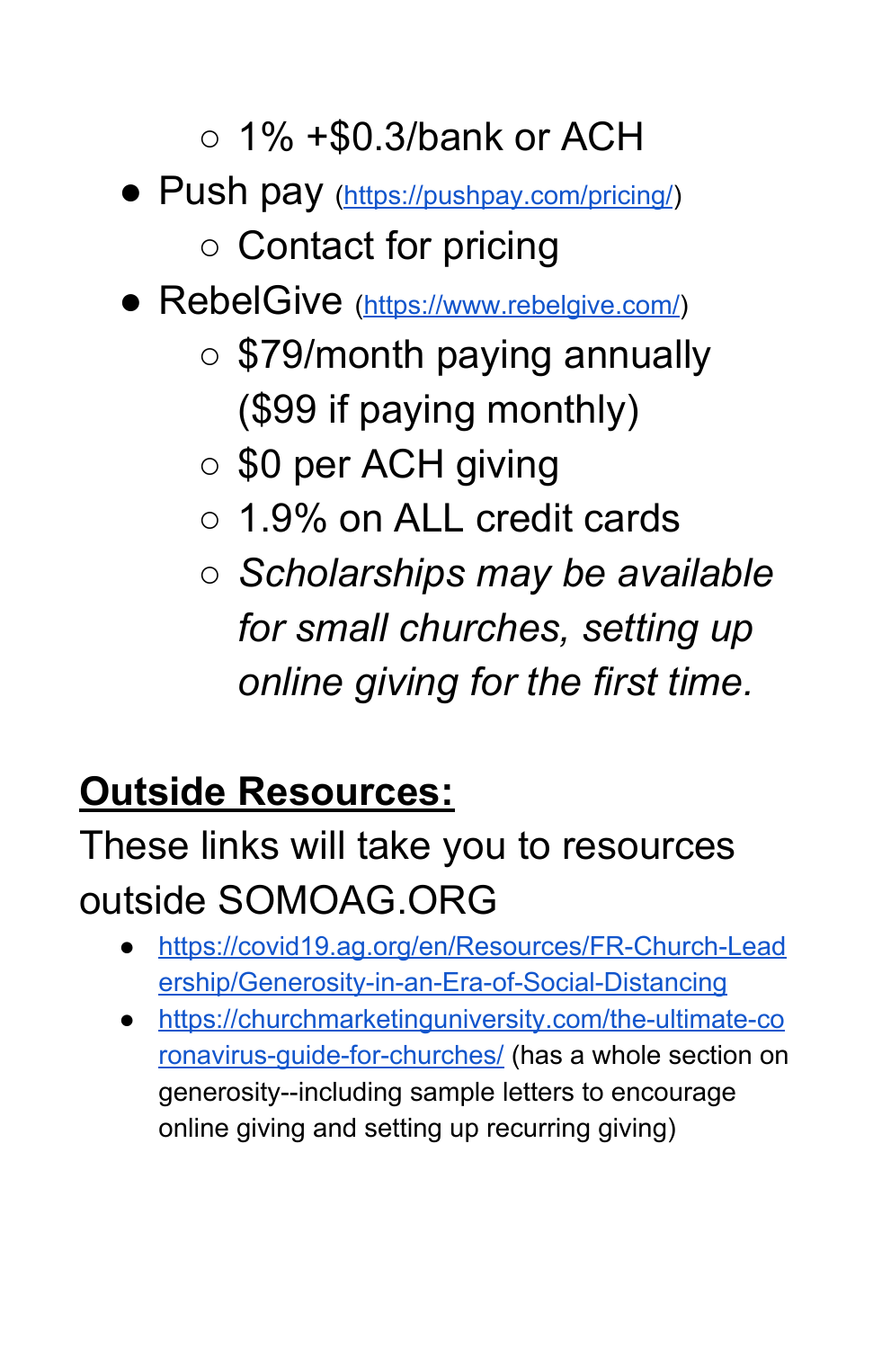- 1% +$0.3/bank or ACH
- Push pay ([https://pushpay.com/pricing/](https://pushpay.com/pricing/))
    - Contact for pricing
- RebelGive ([https://www.rebelgive.com/](https://www.rebelgive.com/))
    - $79/month paying annually ($99 if paying monthly)
    - $0 per ACH giving
    - 1.9% on ALL credit cards
    - *Scholarships may be available for small churches, setting up online giving for the first time.*

## **Outside Resources:**

These links will take you to resources outside SOMOAG.ORG

- [https://covid19.ag.org/en/Resources/FR-Church-Leadership/Generosity-in-an-Era-of-Social-Distancing](https://covid19.ag.org/en/Resources/FR-Church-Leadership/Generosity-in-an-Era-of-Social-Distancing)
- [https://churchmarketinguniversity.com/the-ultimate-coronavirus-guide-for-churches/](https://churchmarketinguniversity.com/the-ultimate-coronavirus-guide-for-churches/) (has a whole section on generosity--including sample letters to encourage online giving and setting up recurring giving)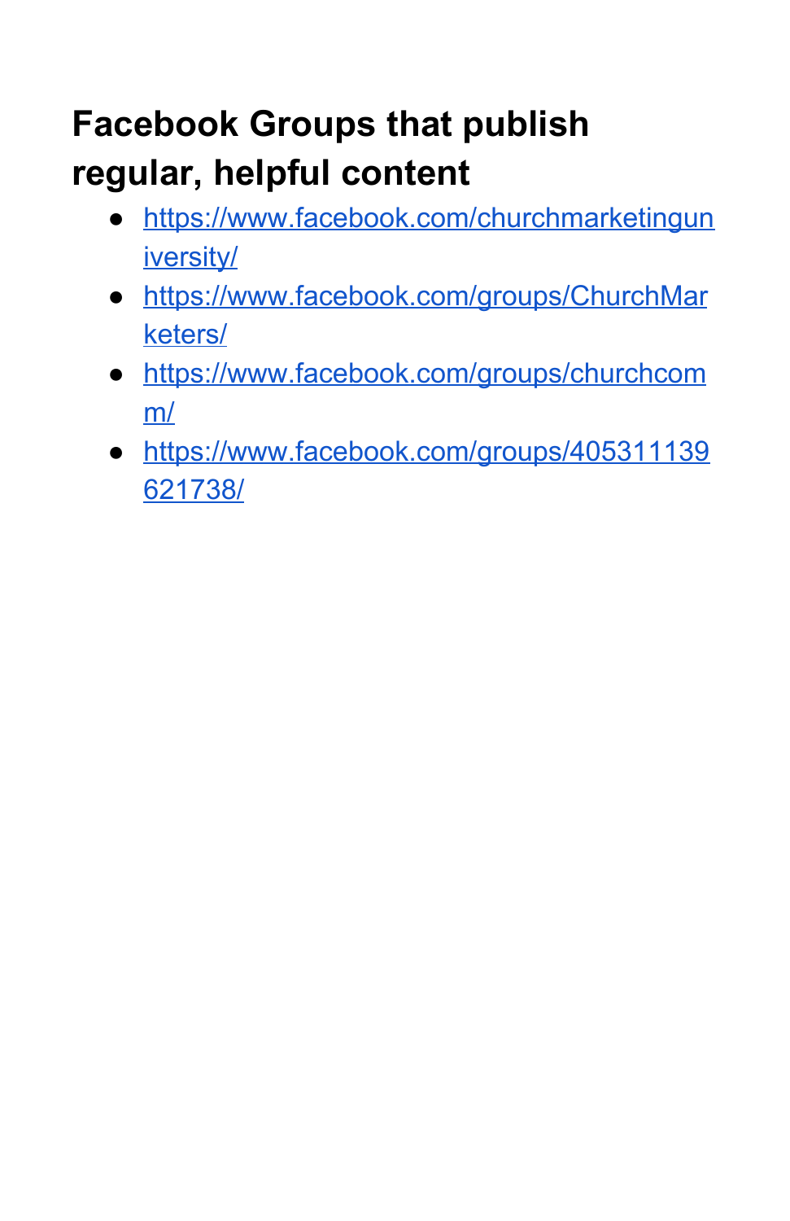## Facebook Groups that publish regular, helpful content

- https://www.facebook.com/churchmarketinguniversity/
- https://www.facebook.com/groups/ChurchMarketers/
- https://www.facebook.com/groups/churchcomm/
- https://www.facebook.com/groups/405311139621738/